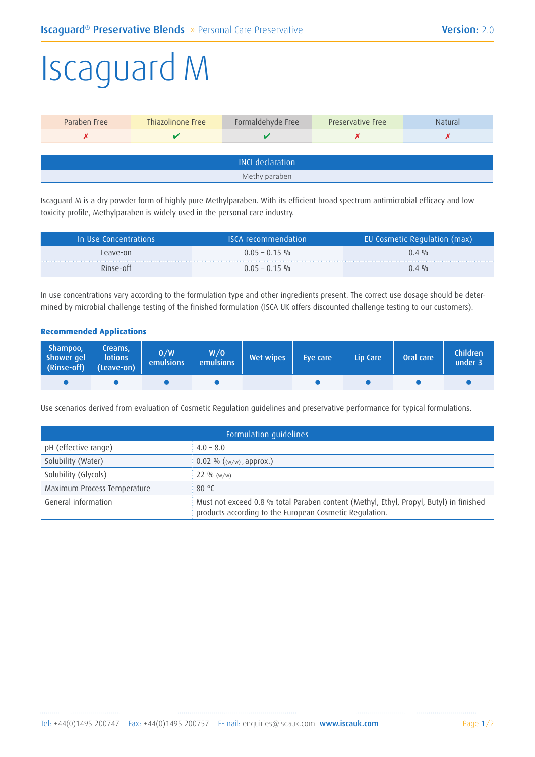# Iscaguard M

| Paraben Free | Thiazolinone Free | Formaldehyde Free | Preservative Free | Natural |
|---|---|---|---|---|
| ✗ | ✔ | ✔ | ✗ | ✗ |

| INCI declaration |
|---|
| Methylparaben |

Iscaguard M is a dry powder form of highly pure Methylparaben. With its efficient broad spectrum antimicrobial efficacy and low toxicity profile, Methylparaben is widely used in the personal care industry.

| In Use Concentrations | ISCA recommendation | EU Cosmetic Regulation (max) |
|---|---|---|
| Leave-on | 0.05 – 0.15 % | 0.4 % |
| Rinse-off | 0.05 – 0.15 % | 0.4 % |

In use concentrations vary according to the formulation type and other ingredients present. The correct use dosage should be determined by microbial challenge testing of the finished formulation (ISCA UK offers discounted challenge testing to our customers).

### Recommended Applications

| Shampoo, Shower gel (Rinse-off) | Creams, lotions (Leave-on) | O/W emulsions | W/O emulsions | Wet wipes | Eye care | Lip Care | Oral care | Children under 3 |
|---|---|---|---|---|---|---|---|---|
| ● | ● | ● | ● | | ● | ● | ● | ● |

Use scenarios derived from evaluation of Cosmetic Regulation guidelines and preservative performance for typical formulations.

| Formulation guidelines | |
|---|---|
| pH (effective range) | 4.0 – 8.0 |
| Solubility (Water) | 0.02 % ((w/w), approx.) |
| Solubility (Glycols) | 22 % (w/w) |
| Maximum Process Temperature | 80 °C |
| General information | Must not exceed 0.8 % total Paraben content (Methyl, Ethyl, Propyl, Butyl) in finished products according to the European Cosmetic Regulation. |

Tel: +44(0)1495 200747 Fax: +44(0)1495 200757 E-mail: enquiries@iscauk.com **www.iscauk.com**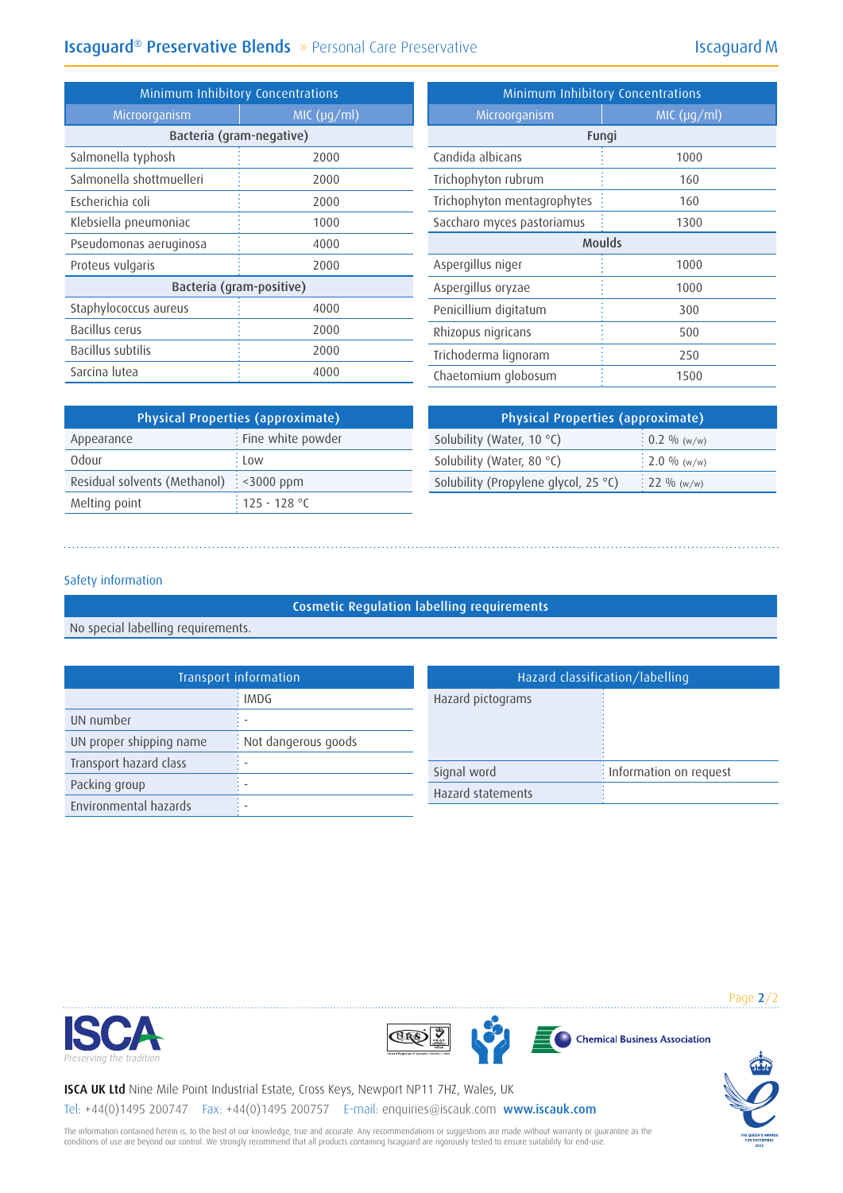| Minimum Inhibitory Concentrations | |
|---|---|
| Microorganism | MIC (µg/ml) |
| **Bacteria (gram-negative)** | |
| Salmonella typhosh | 2000 |
| Salmonella shottmuelleri | 2000 |
| Escherichia coli | 2000 |
| Klebsiella pneumoniac | 1000 |
| Pseudomonas aeruginosa | 4000 |
| Proteus vulgaris | 2000 |
| **Bacteria (gram-positive)** | |
| Staphylococcus aureus | 4000 |
| Bacillus cerus | 2000 |
| Bacillus subtilis | 2000 |
| Sarcina lutea | 4000 |

| Minimum Inhibitory Concentrations | |
|---|---|
| Microorganism | MIC (µg/ml) |
| **Fungi** | |
| Candida albicans | 1000 |
| Trichophyton rubrum | 160 |
| Trichophyton mentagrophytes | 160 |
| Saccharo myces pastoriamus | 1300 |
| **Moulds** | |
| Aspergillus niger | 1000 |
| Aspergillus oryzae | 1000 |
| Penicillium digitatum | 300 |
| Rhizopus nigricans | 500 |
| Trichoderma lignoram | 250 |
| Chaetomium globosum | 1500 |

| Physical Properties (approximate) | |
|---|---|
| Appearance | Fine white powder |
| Odour | Low |
| Residual solvents (Methanol) | <3000 ppm |
| Melting point | 125 - 128 °C |

| Physical Properties (approximate) | |
|---|---|
| Solubility (Water, 10 °C) | 0.2 % (w/w) |
| Solubility (Water, 80 °C) | 2.0 % (w/w) |
| Solubility (Propylene glycol, 25 °C) | 22 % (w/w) |

## Safety information

| Cosmetic Regulation labelling requirements |
|---|
| No special labelling requirements. |

| Transport information | |
|---|---|
| | IMDG |
| UN number | - |
| UN proper shipping name | Not dangerous goods |
| Transport hazard class | - |
| Packing group | - |
| Environmental hazards | - |

| Hazard classification/labelling | |
|---|---|
| Hazard pictograms | |
| Signal word | Information on request |
| Hazard statements | |

**ISCA UK Ltd** Nine Mile Point Industrial Estate, Cross Keys, Newport NP11 7HZ, Wales, UK
Tel: +44(0)1495 200747 Fax: +44(0)1495 200757 E-mail: enquiries@iscauk.com **www.iscauk.com**

The information contained herein is, to the best of our knowledge, true and accurate. Any recommendations or suggestions are made without warranty or guarantee as the conditions of use are beyond our control. We strongly recommend that all products containing Iscaguard are rigorously tested to ensure suitability for end-use.